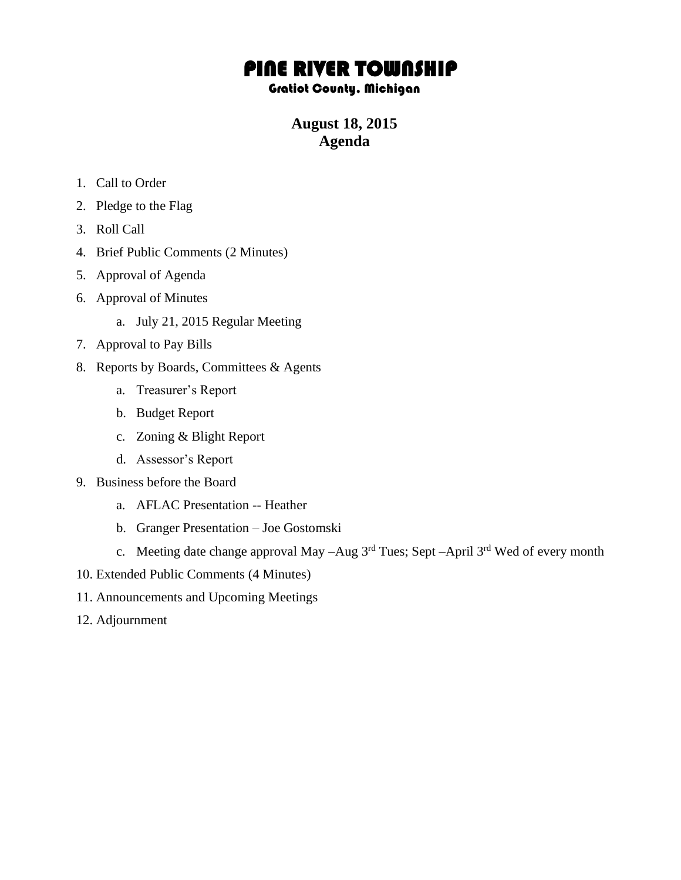# PINE RIVER TOWNSHIP

### Gratiot County, Michigan

## August 18, 2015
## Agenda

1. Call to Order
2. Pledge to the Flag
3. Roll Call
4. Brief Public Comments (2 Minutes)
5. Approval of Agenda
6. Approval of Minutes
    a. July 21, 2015 Regular Meeting
7. Approval to Pay Bills
8. Reports by Boards, Committees & Agents
    a. Treasurer's Report
    b. Budget Report
    c. Zoning & Blight Report
    d. Assessor's Report
9. Business before the Board
    a. AFLAC Presentation -- Heather
    b. Granger Presentation – Joe Gostomski
    c. Meeting date change approval May –Aug 3rd Tues; Sept –April 3rd Wed of every month
10. Extended Public Comments (4 Minutes)
11. Announcements and Upcoming Meetings
12. Adjournment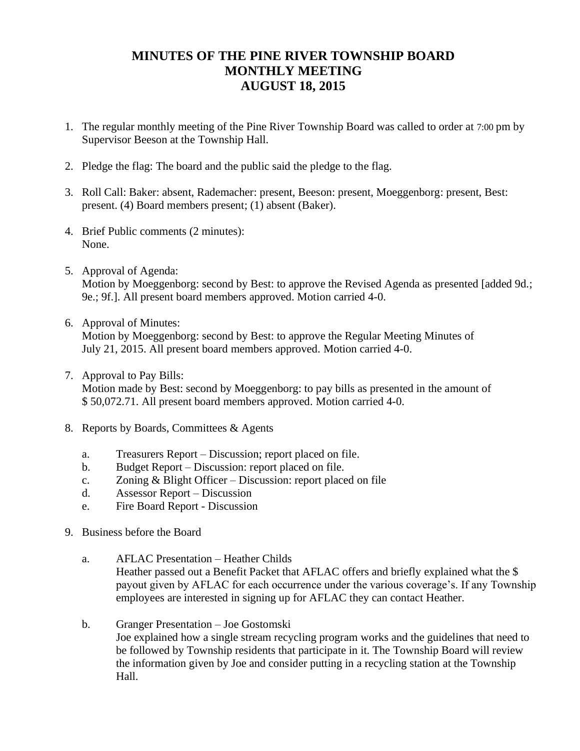# MINUTES OF THE PINE RIVER TOWNSHIP BOARD MONTHLY MEETING AUGUST 18, 2015

1. The regular monthly meeting of the Pine River Township Board was called to order at 7:00 pm by Supervisor Beeson at the Township Hall.

2. Pledge the flag: The board and the public said the pledge to the flag.

3. Roll Call: Baker: absent, Rademacher: present, Beeson: present, Moeggenborg: present, Best: present. (4) Board members present; (1) absent (Baker).

4. Brief Public comments (2 minutes):
   None.

5. Approval of Agenda:
   Motion by Moeggenborg: second by Best: to approve the Revised Agenda as presented [added 9d.; 9e.; 9f.]. All present board members approved. Motion carried 4-0.

6. Approval of Minutes:
   Motion by Moeggenborg: second by Best: to approve the Regular Meeting Minutes of July 21, 2015. All present board members approved. Motion carried 4-0.

7. Approval to Pay Bills:
   Motion made by Best: second by Moeggenborg: to pay bills as presented in the amount of $ 50,072.71. All present board members approved. Motion carried 4-0.

8. Reports by Boards, Committees & Agents

   a. Treasurers Report – Discussion; report placed on file.
   b. Budget Report – Discussion: report placed on file.
   c. Zoning & Blight Officer – Discussion: report placed on file
   d. Assessor Report – Discussion
   e. Fire Board Report - Discussion

9. Business before the Board

   a. AFLAC Presentation – Heather Childs
      Heather passed out a Benefit Packet that AFLAC offers and briefly explained what the $ payout given by AFLAC for each occurrence under the various coverage's. If any Township employees are interested in signing up for AFLAC they can contact Heather.

   b. Granger Presentation – Joe Gostomski
      Joe explained how a single stream recycling program works and the guidelines that need to be followed by Township residents that participate in it. The Township Board will review the information given by Joe and consider putting in a recycling station at the Township Hall.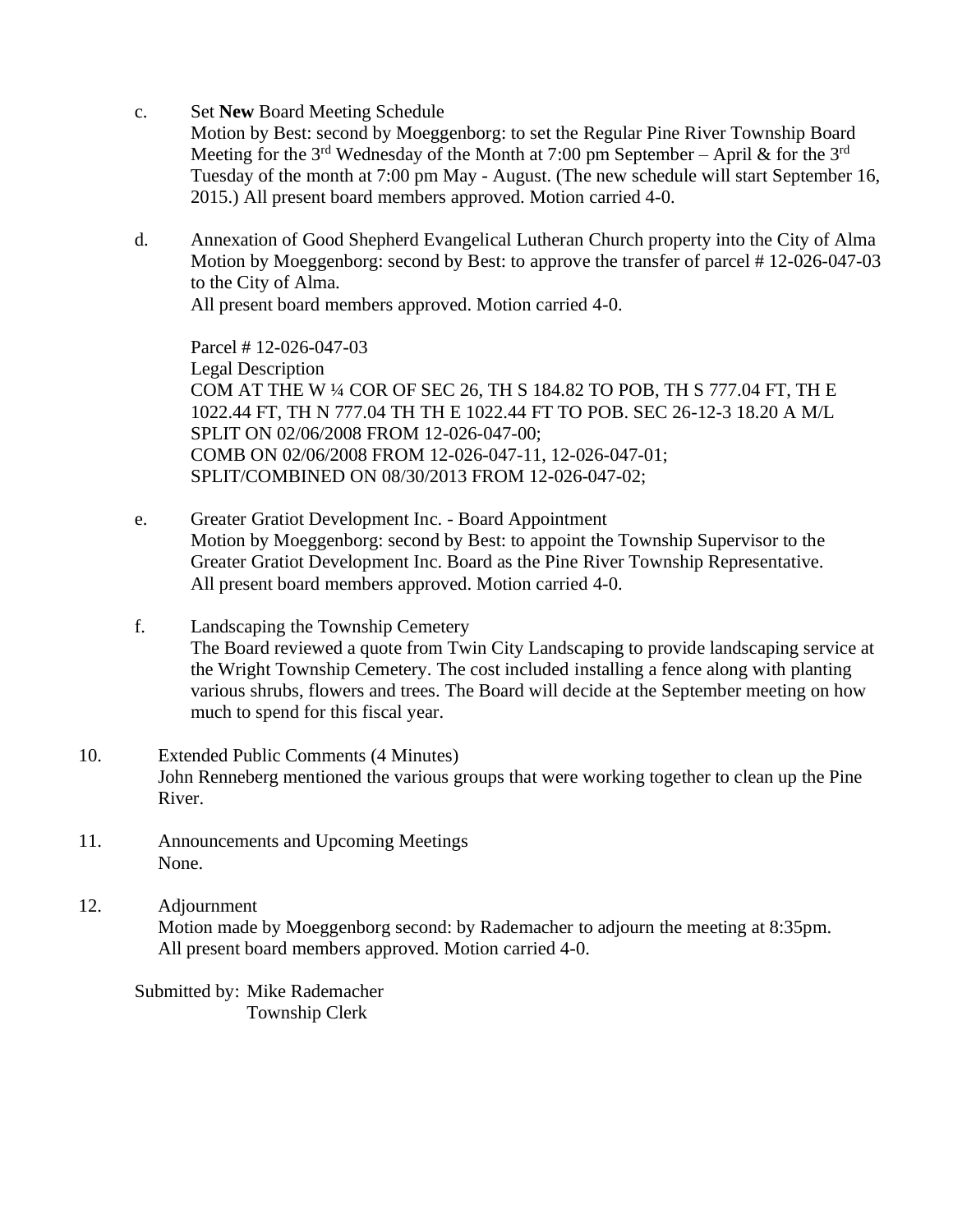c. Set **New** Board Meeting Schedule
   Motion by Best: second by Moeggenborg: to set the Regular Pine River Township Board Meeting for the 3rd Wednesday of the Month at 7:00 pm September – April & for the 3rd Tuesday of the month at 7:00 pm May - August. (The new schedule will start September 16, 2015.) All present board members approved. Motion carried 4-0.

d. Annexation of Good Shepherd Evangelical Lutheran Church property into the City of Alma
   Motion by Moeggenborg: second by Best: to approve the transfer of parcel # 12-026-047-03 to the City of Alma.
   All present board members approved. Motion carried 4-0.

   Parcel # 12-026-047-03
   Legal Description
   COM AT THE W ¼ COR OF SEC 26, TH S 184.82 TO POB, TH S 777.04 FT, TH E 1022.44 FT, TH N 777.04 TH TH E 1022.44 FT TO POB. SEC 26-12-3 18.20 A M/L
   SPLIT ON 02/06/2008 FROM 12-026-047-00;
   COMB ON 02/06/2008 FROM 12-026-047-11, 12-026-047-01;
   SPLIT/COMBINED ON 08/30/2013 FROM 12-026-047-02;

e. Greater Gratiot Development Inc. - Board Appointment
   Motion by Moeggenborg: second by Best: to appoint the Township Supervisor to the Greater Gratiot Development Inc. Board as the Pine River Township Representative.
   All present board members approved. Motion carried 4-0.

f. Landscaping the Township Cemetery
   The Board reviewed a quote from Twin City Landscaping to provide landscaping service at the Wright Township Cemetery. The cost included installing a fence along with planting various shrubs, flowers and trees. The Board will decide at the September meeting on how much to spend for this fiscal year.

10. Extended Public Comments (4 Minutes)
    John Renneberg mentioned the various groups that were working together to clean up the Pine River.

11. Announcements and Upcoming Meetings
    None.

12. Adjournment
    Motion made by Moeggenborg second: by Rademacher to adjourn the meeting at 8:35pm.
    All present board members approved. Motion carried 4-0.

Submitted by: Mike Rademacher
Township Clerk